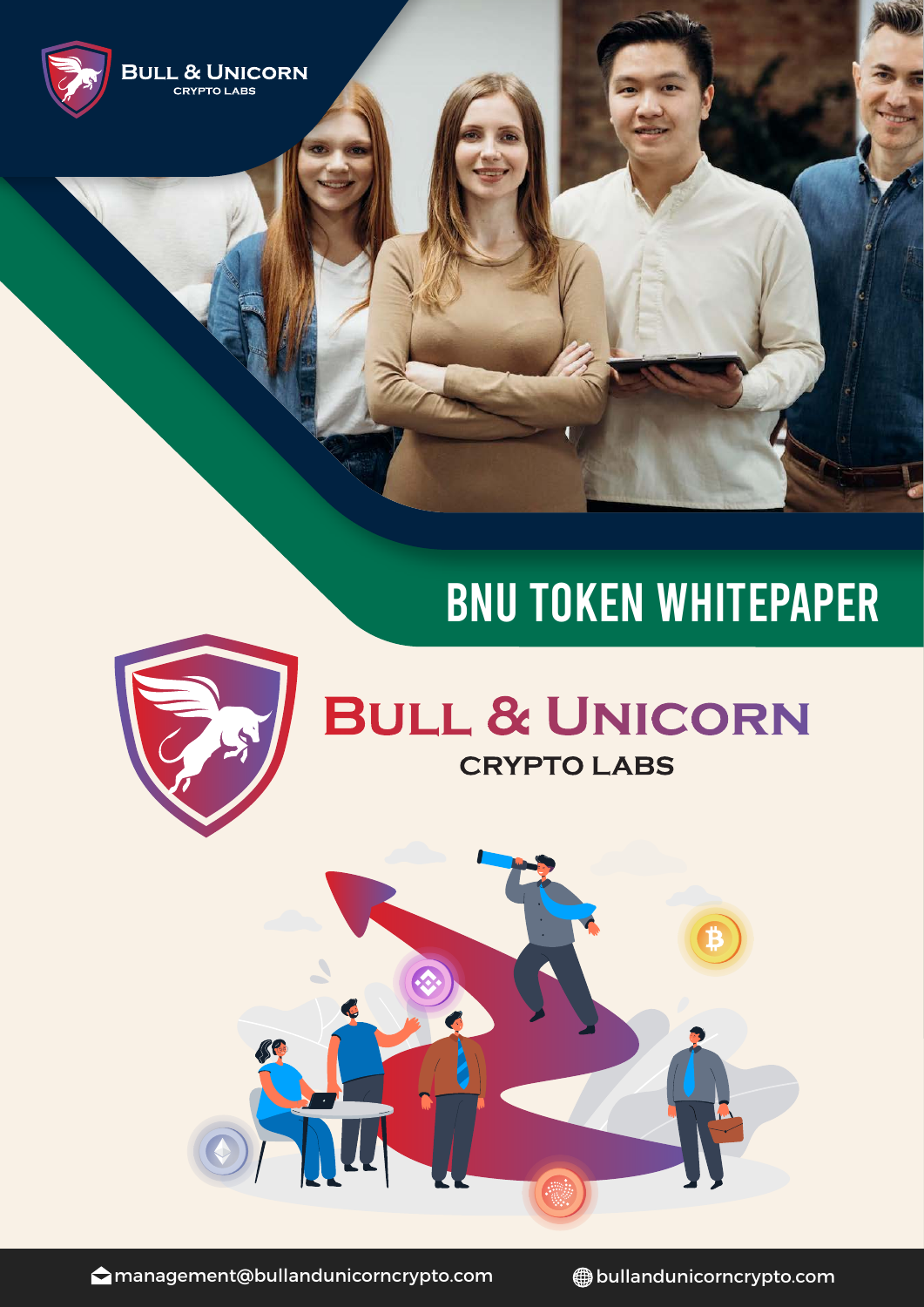BULL & UNICORN
CRYPTO LABS

# BNU TOKEN WHITEPAPER

BULL & UNICORN
CRYPTO LABS

management@bullandunicorncrypto.com

bullandunicorncrypto.com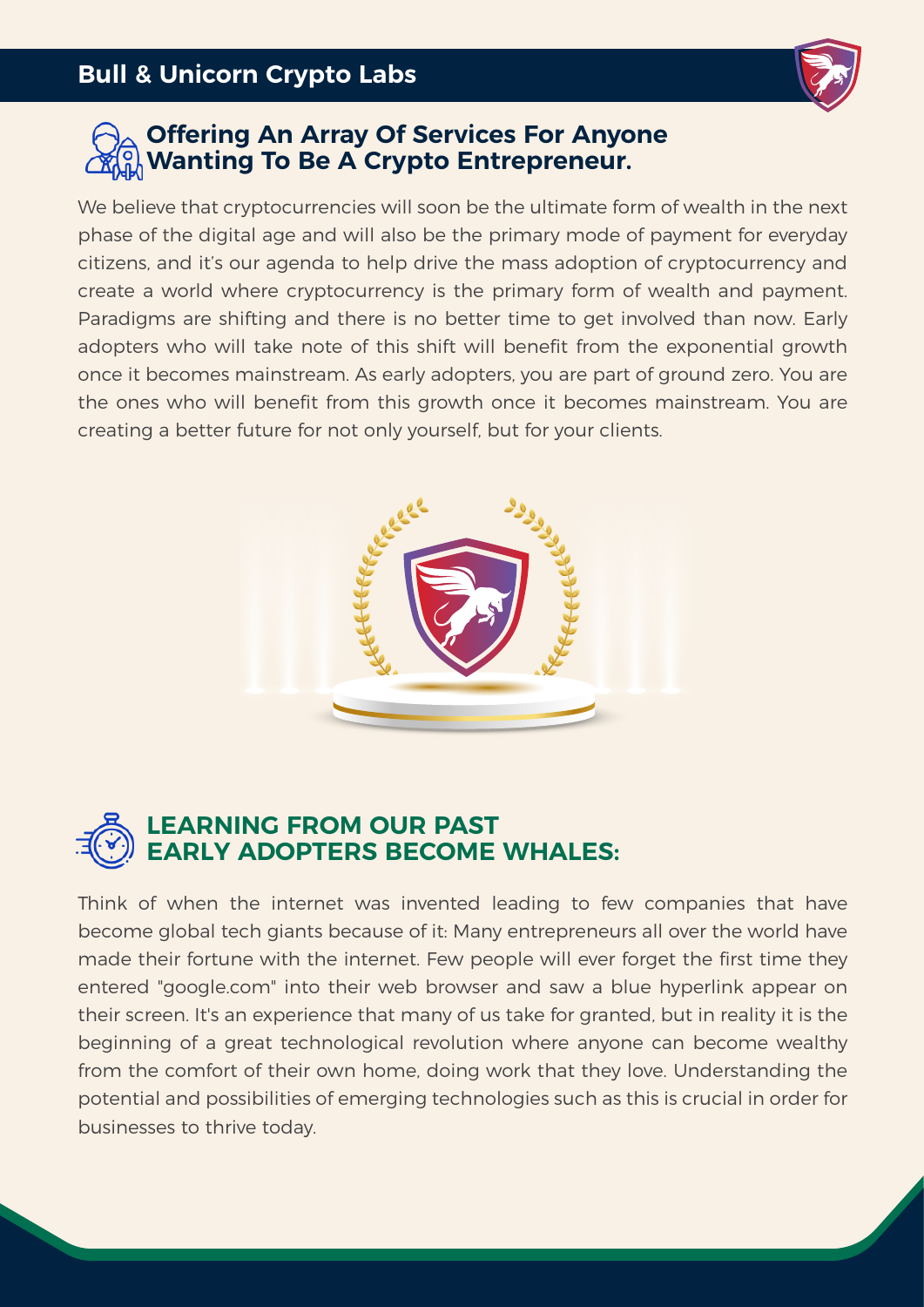## Offering An Array Of Services For Anyone Wanting To Be A Crypto Entrepreneur.

We believe that cryptocurrencies will soon be the ultimate form of wealth in the next phase of the digital age and will also be the primary mode of payment for everyday citizens, and it's our agenda to help drive the mass adoption of cryptocurrency and create a world where cryptocurrency is the primary form of wealth and payment. Paradigms are shifting and there is no better time to get involved than now. Early adopters who will take note of this shift will benefit from the exponential growth once it becomes mainstream. As early adopters, you are part of ground zero. You are the ones who will benefit from this growth once it becomes mainstream. You are creating a better future for not only yourself, but for your clients.

## LEARNING FROM OUR PAST EARLY ADOPTERS BECOME WHALES:

Think of when the internet was invented leading to few companies that have become global tech giants because of it: Many entrepreneurs all over the world have made their fortune with the internet. Few people will ever forget the first time they entered "google.com" into their web browser and saw a blue hyperlink appear on their screen. It's an experience that many of us take for granted, but in reality it is the beginning of a great technological revolution where anyone can become wealthy from the comfort of their own home, doing work that they love. Understanding the potential and possibilities of emerging technologies such as this is crucial in order for businesses to thrive today.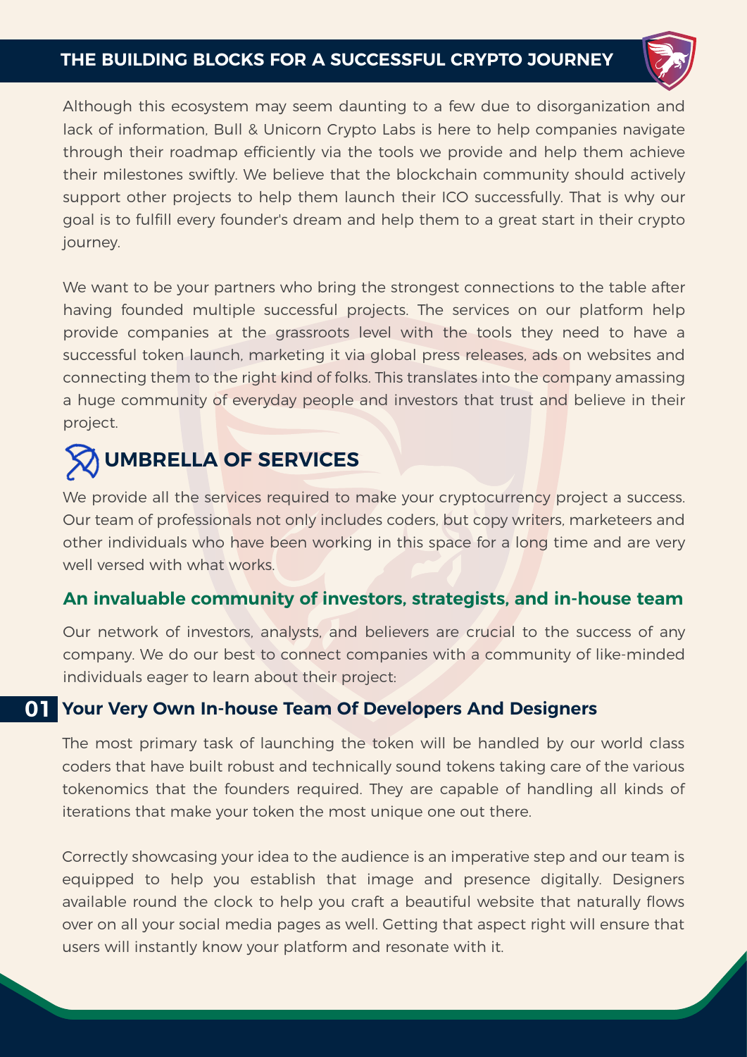# THE BUILDING BLOCKS FOR A SUCCESSFUL CRYPTO JOURNEY

Although this ecosystem may seem daunting to a few due to disorganization and lack of information, Bull & Unicorn Crypto Labs is here to help companies navigate through their roadmap efficiently via the tools we provide and help them achieve their milestones swiftly. We believe that the blockchain community should actively support other projects to help them launch their ICO successfully. That is why our goal is to fulfill every founder's dream and help them to a great start in their crypto journey.

We want to be your partners who bring the strongest connections to the table after having founded multiple successful projects. The services on our platform help provide companies at the grassroots level with the tools they need to have a successful token launch, marketing it via global press releases, ads on websites and connecting them to the right kind of folks. This translates into the company amassing a huge community of everyday people and investors that trust and believe in their project.

## UMBRELLA OF SERVICES

We provide all the services required to make your cryptocurrency project a success. Our team of professionals not only includes coders, but copy writers, marketeers and other individuals who have been working in this space for a long time and are very well versed with what works.

### An invaluable community of investors, strategists, and in-house team

Our network of investors, analysts, and believers are crucial to the success of any company. We do our best to connect companies with a community of like-minded individuals eager to learn about their project:

### 01 Your Very Own In-house Team Of Developers And Designers

The most primary task of launching the token will be handled by our world class coders that have built robust and technically sound tokens taking care of the various tokenomics that the founders required. They are capable of handling all kinds of iterations that make your token the most unique one out there.

Correctly showcasing your idea to the audience is an imperative step and our team is equipped to help you establish that image and presence digitally. Designers available round the clock to help you craft a beautiful website that naturally flows over on all your social media pages as well. Getting that aspect right will ensure that users will instantly know your platform and resonate with it.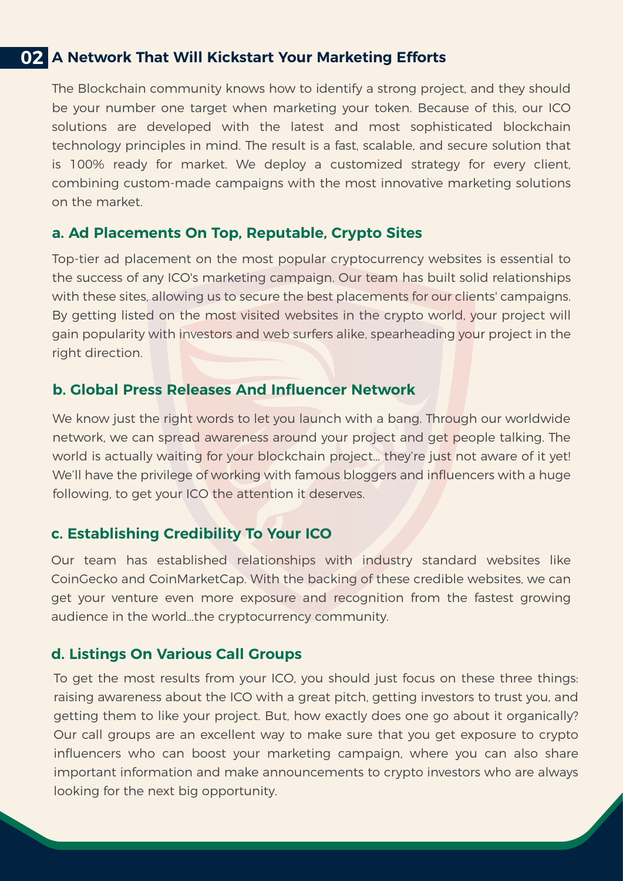## 02 A Network That Will Kickstart Your Marketing Efforts

The Blockchain community knows how to identify a strong project, and they should be your number one target when marketing your token. Because of this, our ICO solutions are developed with the latest and most sophisticated blockchain technology principles in mind. The result is a fast, scalable, and secure solution that is 100% ready for market. We deploy a customized strategy for every client, combining custom-made campaigns with the most innovative marketing solutions on the market.

### a. Ad Placements On Top, Reputable, Crypto Sites

Top-tier ad placement on the most popular cryptocurrency websites is essential to the success of any ICO's marketing campaign. Our team has built solid relationships with these sites, allowing us to secure the best placements for our clients' campaigns. By getting listed on the most visited websites in the crypto world, your project will gain popularity with investors and web surfers alike, spearheading your project in the right direction.

### b. Global Press Releases And Influencer Network

We know just the right words to let you launch with a bang. Through our worldwide network, we can spread awareness around your project and get people talking. The world is actually waiting for your blockchain project... they're just not aware of it yet! We'll have the privilege of working with famous bloggers and influencers with a huge following, to get your ICO the attention it deserves.

### c. Establishing Credibility To Your ICO

Our team has established relationships with industry standard websites like CoinGecko and CoinMarketCap. With the backing of these credible websites, we can get your venture even more exposure and recognition from the fastest growing audience in the world...the cryptocurrency community.

### d. Listings On Various Call Groups

To get the most results from your ICO, you should just focus on these three things: raising awareness about the ICO with a great pitch, getting investors to trust you, and getting them to like your project. But, how exactly does one go about it organically? Our call groups are an excellent way to make sure that you get exposure to crypto influencers who can boost your marketing campaign, where you can also share important information and make announcements to crypto investors who are always looking for the next big opportunity.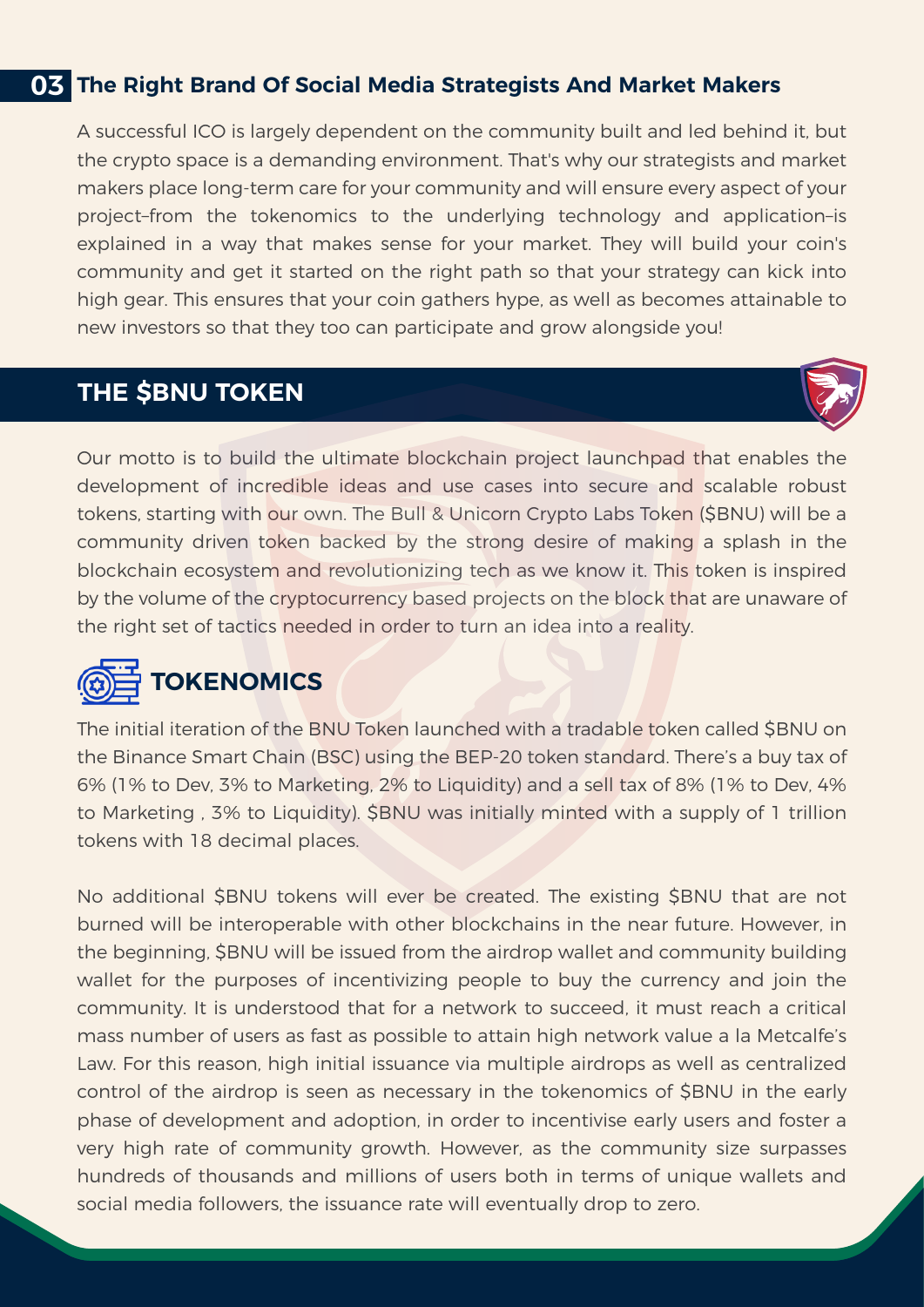## 03 The Right Brand Of Social Media Strategists And Market Makers

A successful ICO is largely dependent on the community built and led behind it, but the crypto space is a demanding environment. That's why our strategists and market makers place long-term care for your community and will ensure every aspect of your project–from the tokenomics to the underlying technology and application–is explained in a way that makes sense for your market. They will build your coin's community and get it started on the right path so that your strategy can kick into high gear. This ensures that your coin gathers hype, as well as becomes attainable to new investors so that they too can participate and grow alongside you!

## THE $BNU TOKEN

Our motto is to build the ultimate blockchain project launchpad that enables the development of incredible ideas and use cases into secure and scalable robust tokens, starting with our own. The Bull & Unicorn Crypto Labs Token ($BNU) will be a community driven token backed by the strong desire of making a splash in the blockchain ecosystem and revolutionizing tech as we know it. This token is inspired by the volume of the cryptocurrency based projects on the block that are unaware of the right set of tactics needed in order to turn an idea into a reality.

## TOKENOMICS

The initial iteration of the BNU Token launched with a tradable token called $BNU on the Binance Smart Chain (BSC) using the BEP-20 token standard. There's a buy tax of 6% (1% to Dev, 3% to Marketing, 2% to Liquidity) and a sell tax of 8% (1% to Dev, 4% to Marketing , 3% to Liquidity). $BNU was initially minted with a supply of 1 trillion tokens with 18 decimal places.

No additional $BNU tokens will ever be created. The existing $BNU that are not burned will be interoperable with other blockchains in the near future. However, in the beginning, $BNU will be issued from the airdrop wallet and community building wallet for the purposes of incentivizing people to buy the currency and join the community. It is understood that for a network to succeed, it must reach a critical mass number of users as fast as possible to attain high network value a la Metcalfe's Law. For this reason, high initial issuance via multiple airdrops as well as centralized control of the airdrop is seen as necessary in the tokenomics of $BNU in the early phase of development and adoption, in order to incentivise early users and foster a very high rate of community growth. However, as the community size surpasses hundreds of thousands and millions of users both in terms of unique wallets and social media followers, the issuance rate will eventually drop to zero.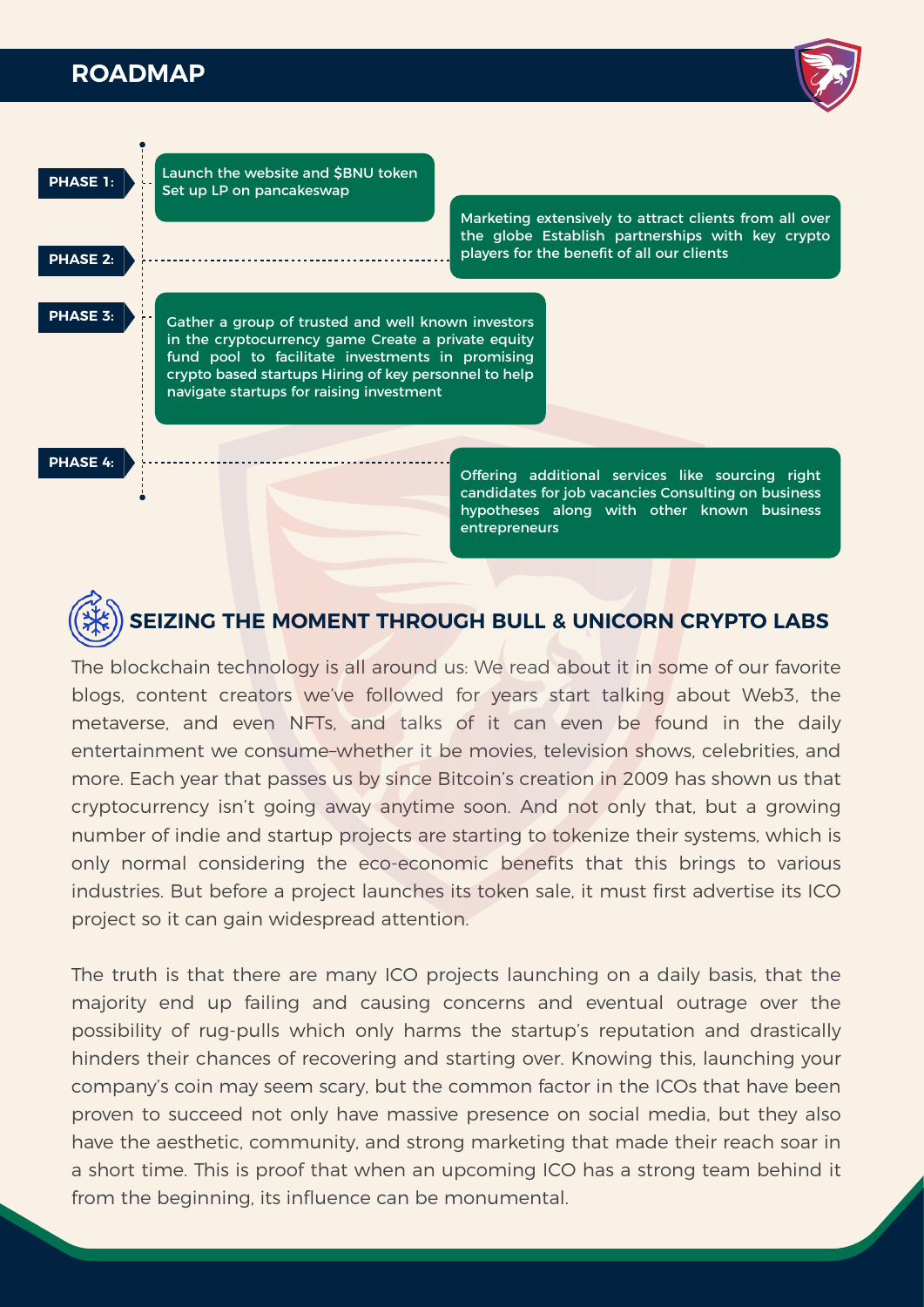# ROADMAP

**PHASE 1:** Launch the website and $BNU token Set up LP on pancakeswap

**PHASE 2:** Marketing extensively to attract clients from all over the globe Establish partnerships with key crypto players for the benefit of all our clients

**PHASE 3:** Gather a group of trusted and well known investors in the cryptocurrency game Create a private equity fund pool to facilitate investments in promising crypto based startups Hiring of key personnel to help navigate startups for raising investment

**PHASE 4:** Offering additional services like sourcing right candidates for job vacancies Consulting on business hypotheses along with other known business entrepreneurs

## SEIZING THE MOMENT THROUGH BULL & UNICORN CRYPTO LABS

The blockchain technology is all around us: We read about it in some of our favorite blogs, content creators we've followed for years start talking about Web3, the metaverse, and even NFTs, and talks of it can even be found in the daily entertainment we consume–whether it be movies, television shows, celebrities, and more. Each year that passes us by since Bitcoin's creation in 2009 has shown us that cryptocurrency isn't going away anytime soon. And not only that, but a growing number of indie and startup projects are starting to tokenize their systems, which is only normal considering the eco-economic benefits that this brings to various industries. But before a project launches its token sale, it must first advertise its ICO project so it can gain widespread attention.

The truth is that there are many ICO projects launching on a daily basis, that the majority end up failing and causing concerns and eventual outrage over the possibility of rug-pulls which only harms the startup's reputation and drastically hinders their chances of recovering and starting over. Knowing this, launching your company's coin may seem scary, but the common factor in the ICOs that have been proven to succeed not only have massive presence on social media, but they also have the aesthetic, community, and strong marketing that made their reach soar in a short time. This is proof that when an upcoming ICO has a strong team behind it from the beginning, its influence can be monumental.